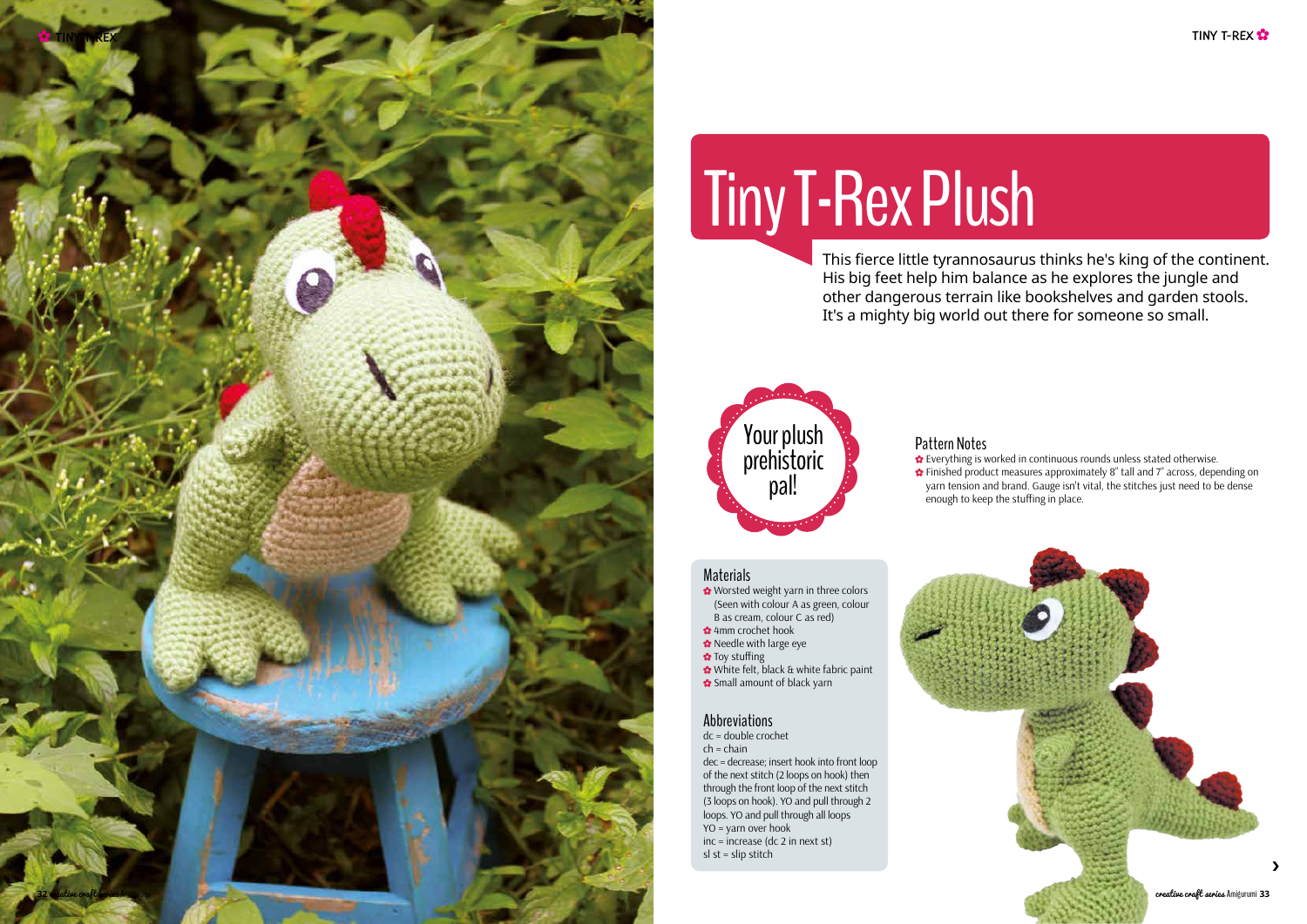# Tiny T-Rex Plush

This fierce little tyrannosaurus thinks he's king of the continent. His big feet help him balance as he explores the jungle and other dangerous terrain like bookshelves and garden stools. It's a mighty big world out there for someone so small.

Your plush prehistoric pal!

## Pattern Notes

- Everything is worked in continuous rounds unless stated otherwise.
- Finished product measures approximately 8" tall and 7" across, depending on yarn tension and brand. Gauge isn't vital, the stitches just need to be dense enough to keep the stuffing in place.

## Materials

- Worsted weight yarn in three colors (Seen with colour A as green, colour B as cream, colour C as red)
- 4mm crochet hook
- Needle with large eye
- Toy stuffing
- White felt, black & white fabric paint
- Small amount of black yarn

## Abbreviations

dc = double crochet
ch = chain
dec = decrease; insert hook into front loop of the next stitch (2 loops on hook) then through the front loop of the next stitch (3 loops on hook). YO and pull through 2 loops. YO and pull through all loops
YO = yarn over hook
inc = increase (dc 2 in next st)
sl st = slip stitch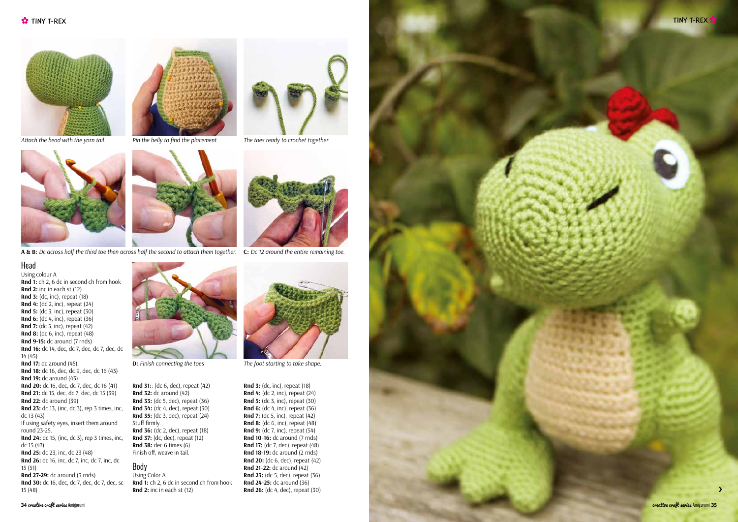Attach the head with the yarn tail.

Pin the belly to find the placement.

The toes ready to crochet together.

**A & B:** *Dc across half the third toe then across half the second to attach them together.*

**C:** *Dc 12 around the entire remaining toe.*

*D: Finish connecting the toes*

*The foot starting to take shape.*

## Head

Using colour A

**Rnd 1:** ch 2, 6 dc in second ch from hook
**Rnd 2:** inc in each st (12)
**Rnd 3:** (dc, inc), repeat (18)
**Rnd 4:** (dc 2, inc), repeat (24)
**Rnd 5:** (dc 3, inc), repeat (30)
**Rnd 6:** (dc 4, inc), repeat (36)
**Rnd 7:** (dc 5, inc), repeat (42)
**Rnd 8:** (dc 6, inc), repeat (48)
**Rnd 9-15:** dc around (7 rnds)
**Rnd 16:** dc 14, dec, dc 7, dec, dc 7, dec, dc 14 (45)
**Rnd 17:** dc around (45)
**Rnd 18:** dc 16, dec, dc 9, dec, dc 16 (43)
**Rnd 19:** dc around (43)
**Rnd 20:** dc 16, dec, dc 7, dec, dc 16 (41)
**Rnd 21:** dc 15, dec, dc 7, dec, dc 15 (39)
**Rnd 22:** dc around (39)
**Rnd 23:** dc 13, (inc, dc 3), rep 3 times, inc, dc 13 (43)
If using safety eyes, insert them around round 23-25.
**Rnd 24:** dc 15, (inc, dc 3), rep 3 times, inc, dc 15 (47)
**Rnd 25:** dc 23, inc, dc 23 (48)
**Rnd 26:** dc 16, inc, dc 7, inc, dc 7, inc, dc 15 (51)
**Rnd 27-29:** dc around (3 rnds)
**Rnd 30:** dc 16, dec, dc 7, dec, dc 7, dec, sc 15 (48)
**Rnd 31:**: (dc 6, dec), repeat (42)
**Rnd 32:** dc around (42)
**Rnd 33:** (dc 5, dec), repeat (36)
**Rnd 34:** (dc 4, dec), repeat (30)
**Rnd 35:** (dc 3, dec), repeat (24)
Stuff firmly.
**Rnd 36:** (dc 2, dec), repeat (18)
**Rnd 37:** (dc, dec), repeat (12)
**Rnd 38:** dec 6 times (6)
Finish off, weave in tail.

## Body

Using Color A

**Rnd 1:** ch 2, 6 dc in second ch from hook
**Rnd 2:** inc in each st (12)
**Rnd 3:** (dc, inc), repeat (18)
**Rnd 4:** (dc 2, inc), repeat (24)
**Rnd 5:** (dc 3, inc), repeat (30)
**Rnd 6:** (dc 4, inc), repeat (36)
**Rnd 7:** (dc 5, inc), repeat (42)
**Rnd 8:** (dc 6, inc), repeat (48)
**Rnd 9:** (dc 7, inc), repeat (54)
**Rnd 10-16:** dc around (7 rnds)
**Rnd 17:** (dc 7, dec), repeat (48)
**Rnd 18-19:** dc around (2 rnds)
**Rnd 20:** (dc 6, dec), repeat (42)
**Rnd 21-22:** dc around (42)
**Rnd 23:** (dc 5, dec), repeat (36)
**Rnd 24-25:** dc around (36)
**Rnd 26:** (dc 4, dec), repeat (30)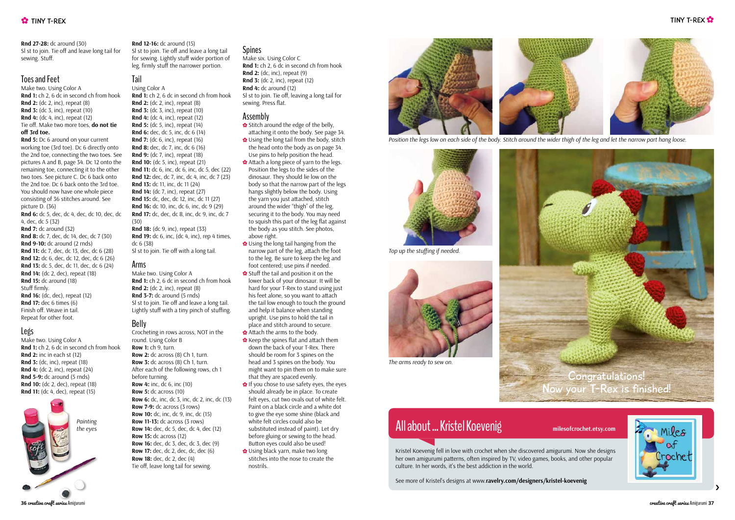**Rnd 27-28:** dc around (30)
Sl st to join. Tie off and leave long tail for sewing. Stuff.

## Toes and Feet

Make two. Using Color A
**Rnd 1:** ch 2, 6 dc in second ch from hook
**Rnd 2:** (dc 2, inc), repeat (8)
**Rnd 3:** (dc 3, inc), repeat (10)
**Rnd 4:** (dc 4, inc), repeat (12)
Tie off. Make two more toes, **do not tie off 3rd toe.**
**Rnd 5:** Dc 6 around on your current working toe (3rd toe). Dc 6 directly onto the 2nd toe, connecting the two toes. See pictures A and B, page 34. Dc 12 onto the remaining toe, connecting it to the other two toes. See picture C. Dc 6 back onto the 2nd toe. Dc 6 back onto the 3rd toe. You should now have one whole piece consisting of 36 stitches around. See picture D. (36)
**Rnd 6:** dc 5, dec, dc 4, dec, dc 10, dec, dc 4, dec, dc 5 (32)
**Rnd 7:** dc around (32)
**Rnd 8:** dc 7, dec, dc 14, dec, dc 7 (30)
**Rnd 9-10:** dc around (2 rnds)
**Rnd 11:** dc 7, dec, dc 13, dec, dc 6 (28)
**Rnd 12:** dc 6, dec, dc 12, dec, dc 6 (26)
**Rnd 13:** dc 5, dec, dc 11, dec, dc 6 (24)
**Rnd 14:** (dc 2, dec), repeat (18)
**Rnd 15:** dc around (18)
Stuff firmly.
**Rnd 16:** (dc, dec), repeat (12)
**Rnd 17:** dec 6 times (6)
Finish off. Weave in tail.
Repeat for other foot.

## Legs

Make two. Using Color A
**Rnd 1:** ch 2, 6 dc in second ch from hook
**Rnd 2:** inc in each st (12)
**Rnd 3:** (dc, inc), repeat (18)
**Rnd 4:** (dc 2, inc), repeat (24)
**Rnd 5-9:** dc around (5 rnds)
**Rnd 10:** (dc 2, dec), repeat (18)
**Rnd 11:** (dc 4, dec), repeat (15)

*Painting the eyes*

**Rnd 12-16:** dc around (15)
Sl st to join. Tie off and leave a long tail for sewing. Lightly stuff wider portion of leg, firmly stuff the narrower portion.

## Tail

Using Color A
**Rnd 1:** ch 2, 6 dc in second ch from hook
**Rnd 2:** (dc 2, inc), repeat (8)
**Rnd 3:** (dc 3, inc), repeat (10)
**Rnd 4:** (dc 4, inc), repeat (12)
**Rnd 5:** (dc 5, inc), repeat (14)
**Rnd 6:** dec, dc 5, inc, dc 6 (14)
**Rnd 7:** (dc 6, inc), repeat (16)
**Rnd 8:** dec, dc 7, inc, dc 6 (16)
**Rnd 9:** (dc 7, inc), repeat (18)
**Rnd 10:** (dc 5, inc), repeat (21)
**Rnd 11:** dc 6, inc, dc 6, inc, dc 5, dec (22)
**Rnd 12:** dec, dc 7, inc, dc 4, inc, dc 7 (23)
**Rnd 13:** dc 11, inc, dc 11 (24)
**Rnd 14:** (dc 7, inc), repeat (27)
**Rnd 15:** dc, dec, dc 12, inc, dc 11 (27)
**Rnd 16:** dc 10, inc, dc 6, inc, dc 9 (29)
**Rnd 17:** dc, dec, dc 8, inc, dc 9, inc, dc 7 (30)
**Rnd 18:** (dc 9, inc), repeat (33)
**Rnd 19:** dc 6, inc, (dc 4, inc), rep 4 times, dc 6 (38)
Sl st to join. Tie off with a long tail.

## Arms

Make two. Using Color A
**Rnd 1:** ch 2, 6 dc in second ch from hook
**Rnd 2:** (dc 2, inc), repeat (8)
**Rnd 3-7:** dc around (5 rnds)
Sl st to join. Tie off and leave a long tail. Lightly stuff with a tiny pinch of stuffing.

## Belly

Crocheting in rows across, NOT in the round. Using Color B
**Row 1:** ch 9, turn.
**Row 2:** dc across (8) Ch 1, turn.
**Row 3:** dc across (8) Ch 1, turn.
After each of the following rows, ch 1 before turning.
**Row 4:** inc, dc 6, inc (10)
**Row 5:** dc across (10)
**Row 6:** dc, inc, dc 3, inc, dc 2, inc, dc (13)
**Row 7-9:** dc across (3 rows)
**Row 10:** dc, inc, dc 9, inc, dc (15)
**Row 11-13:** dc across (3 rows)
**Row 14:** dec, dc 5, dec, dc 4, dec (12)
**Row 15:** dc across (12)
**Row 16:** dec, dc 3, dec, dc 3, dec (9)
**Row 17:** dec, dc 2, dec, dc, dec (6)
**Row 18:** dec, dc 2, dec (4)
Tie off, leave long tail for sewing.

## Spines

Make six. Using Color C
**Rnd 1:** ch 2, 6 dc in second ch from hook
**Rnd 2:** (dc, inc), repeat (9)
**Rnd 3:** (dc 2, inc), repeat (12)
**Rnd 4:** dc around (12)
Sl st to join. Tie off, leaving a long tail for sewing. Press flat.

## Assembly

- Stitch around the edge of the belly, attaching it onto the body. See page 34.
- Using the long tail from the body, stitch the head onto the body as on page 34. Use pins to help position the head.
- Attach a long piece of yarn to the legs. Position the legs to the sides of the dinosaur. They should lie low on the body so that the narrow part of the legs hangs slightly below the body. Using the yarn you just attached, stitch around the wider "thigh" of the leg, securing it to the body. You may need to squish this part of the leg flat against the body as you stitch. See photos, above right.
- Using the long tail hanging from the narrow part of the leg, attach the foot to the leg. Be sure to keep the leg and foot centered; use pins if needed.
- Stuff the tail and position it on the lower back of your dinosaur. It will be hard for your T-Rex to stand using just his feet alone, so you want to attach the tail low enough to touch the ground and help it balance when standing upright. Use pins to hold the tail in place and stitch around to secure.
- Attach the arms to the body.
- Keep the spines flat and attach them down the back of your T-Rex. There should be room for 3 spines on the head and 3 spines on the body. You might want to pin them on to make sure that they are spaced evenly.
- If you chose to use safety eyes, the eyes should already be in place. To create felt eyes, cut two ovals out of white felt. Paint on a black circle and a white dot to give the eye some shine (black and white felt circles could also be substituted instead of paint). Let dry before gluing or sewing to the head. Button eyes could also be used!
- Using black yarn, make two long stitches into the nose to create the nostrils.

*Position the legs low on each side of the body. Stitch around the wider thigh of the leg and let the narrow part hang loose.*

*Top up the stuffing if needed.*

*The arms ready to sew on.*

Congratulations! Now your T-Rex is finished!

## All about ... Kristel Koevenig

milesofcrochet.etsy.com

Kristel Koevenig fell in love with crochet when she discovered amigurumi. Now she designs her own amigurumi patterns, often inspired by TV, video games, books, and other popular culture. In her words, it's the best addiction in the world.

See more of Kristel's designs at www.**ravelry.com/designers/kristel-koevenig**